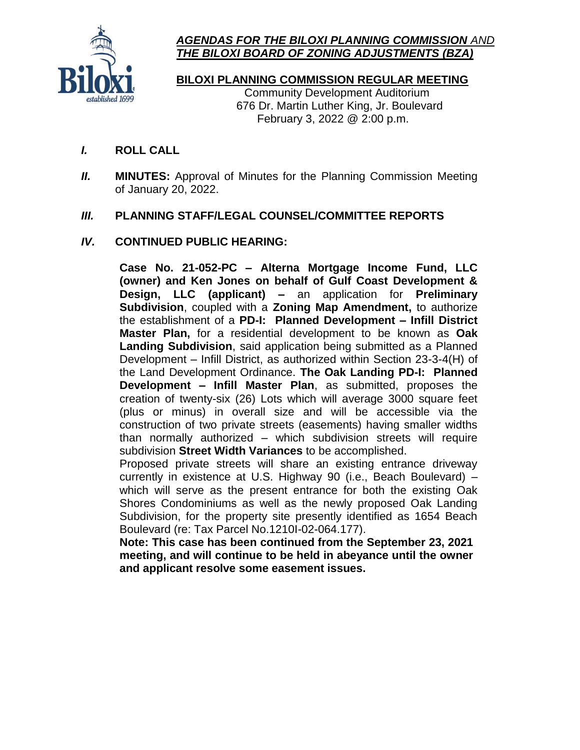***AGENDAS FOR THE BILOXI PLANNING COMMISSION** AND **THE BILOXI BOARD OF ZONING ADJUSTMENTS (BZA)***

**BILOXI PLANNING COMMISSION REGULAR MEETING**

Community Development Auditorium
676 Dr. Martin Luther King, Jr. Boulevard
February 3, 2022 @ 2:00 p.m.

***I.*** **ROLL CALL**

***II.*** **MINUTES:** Approval of Minutes for the Planning Commission Meeting of January 20, 2022.

***III.*** **PLANNING STAFF/LEGAL COUNSEL/COMMITTEE REPORTS**

***IV.*** **CONTINUED PUBLIC HEARING:**

**Case No. 21-052-PC – Alterna Mortgage Income Fund, LLC (owner) and Ken Jones on behalf of Gulf Coast Development & Design, LLC (applicant) –** an application for **Preliminary Subdivision**, coupled with a **Zoning Map Amendment,** to authorize the establishment of a **PD-I: Planned Development – Infill District Master Plan,** for a residential development to be known as **Oak Landing Subdivision**, said application being submitted as a Planned Development – Infill District, as authorized within Section 23-3-4(H) of the Land Development Ordinance. **The Oak Landing PD-I: Planned Development – Infill Master Plan**, as submitted, proposes the creation of twenty-six (26) Lots which will average 3000 square feet (plus or minus) in overall size and will be accessible via the construction of two private streets (easements) having smaller widths than normally authorized – which subdivision streets will require subdivision **Street Width Variances** to be accomplished.

Proposed private streets will share an existing entrance driveway currently in existence at U.S. Highway 90 (i.e., Beach Boulevard) – which will serve as the present entrance for both the existing Oak Shores Condominiums as well as the newly proposed Oak Landing Subdivision, for the property site presently identified as 1654 Beach Boulevard (re: Tax Parcel No.1210I-02-064.177).

**Note: This case has been continued from the September 23, 2021 meeting, and will continue to be held in abeyance until the owner and applicant resolve some easement issues.**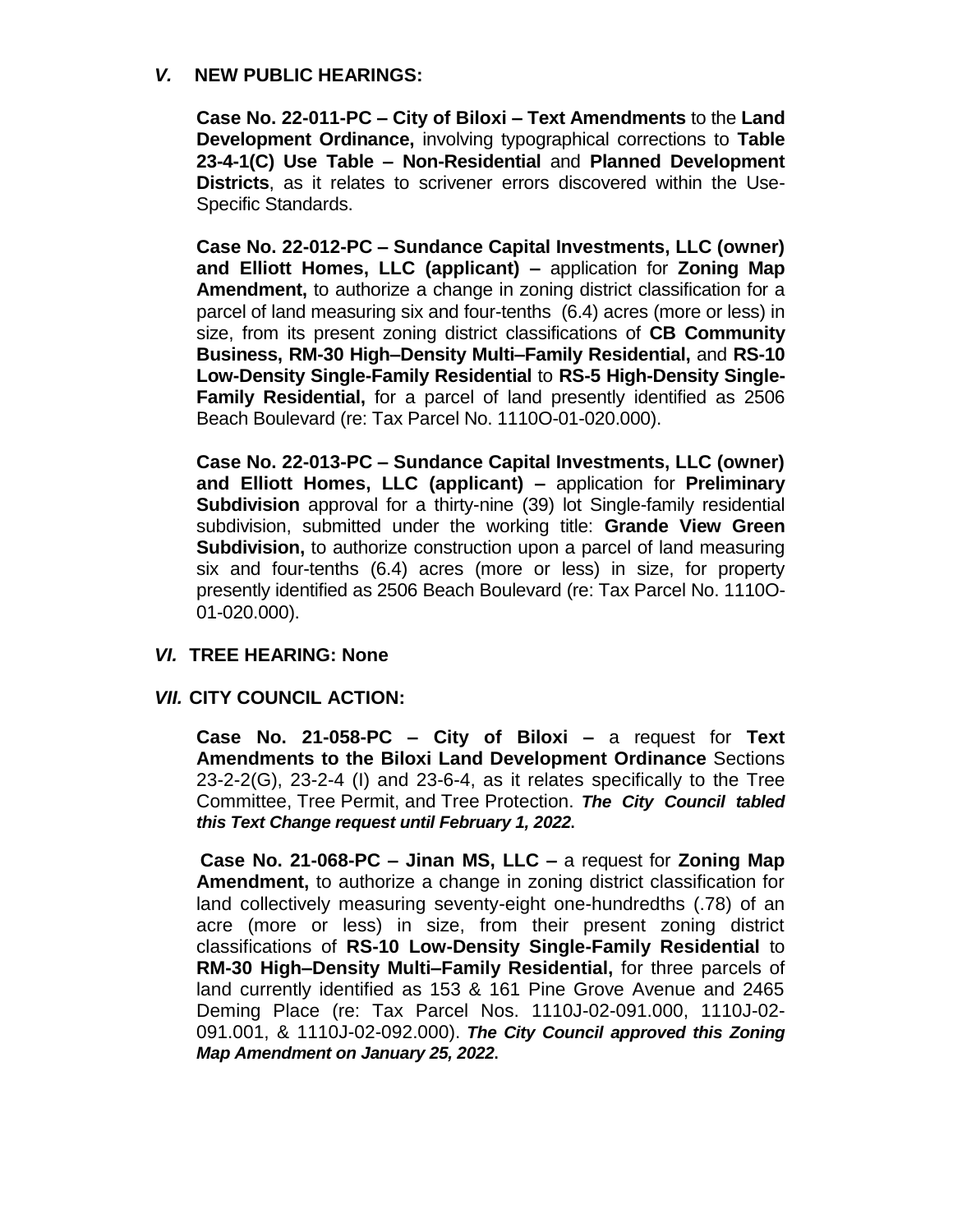## *V.* NEW PUBLIC HEARINGS:

**Case No. 22-011-PC – City of Biloxi – Text Amendments** to the **Land Development Ordinance,** involving typographical corrections to **Table 23-4-1(C) Use Table – Non-Residential** and **Planned Development Districts**, as it relates to scrivener errors discovered within the Use-Specific Standards.

**Case No. 22-012-PC – Sundance Capital Investments, LLC (owner) and Elliott Homes, LLC (applicant) –** application for **Zoning Map Amendment,** to authorize a change in zoning district classification for a parcel of land measuring six and four-tenths (6.4) acres (more or less) in size, from its present zoning district classifications of **CB Community Business, RM-30 High–Density Multi–Family Residential,** and **RS-10 Low-Density Single-Family Residential** to **RS-5 High-Density Single-Family Residential,** for a parcel of land presently identified as 2506 Beach Boulevard (re: Tax Parcel No. 1110O-01-020.000).

**Case No. 22-013-PC – Sundance Capital Investments, LLC (owner) and Elliott Homes, LLC (applicant) –** application for **Preliminary Subdivision** approval for a thirty-nine (39) lot Single-family residential subdivision, submitted under the working title: **Grande View Green Subdivision,** to authorize construction upon a parcel of land measuring six and four-tenths (6.4) acres (more or less) in size, for property presently identified as 2506 Beach Boulevard (re: Tax Parcel No. 1110O-01-020.000).

## *VI.* TREE HEARING: None

## *VII.* CITY COUNCIL ACTION:

**Case No. 21-058-PC – City of Biloxi –** a request for **Text Amendments to the Biloxi Land Development Ordinance** Sections 23-2-2(G), 23-2-4 (I) and 23-6-4, as it relates specifically to the Tree Committee, Tree Permit, and Tree Protection. ***The City Council tabled this Text Change request until February 1, 2022.***

**Case No. 21-068-PC – Jinan MS, LLC –** a request for **Zoning Map Amendment,** to authorize a change in zoning district classification for land collectively measuring seventy-eight one-hundredths (.78) of an acre (more or less) in size, from their present zoning district classifications of **RS-10 Low-Density Single-Family Residential** to **RM-30 High–Density Multi–Family Residential,** for three parcels of land currently identified as 153 & 161 Pine Grove Avenue and 2465 Deming Place (re: Tax Parcel Nos. 1110J-02-091.000, 1110J-02-091.001, & 1110J-02-092.000). ***The City Council approved this Zoning Map Amendment on January 25, 2022.***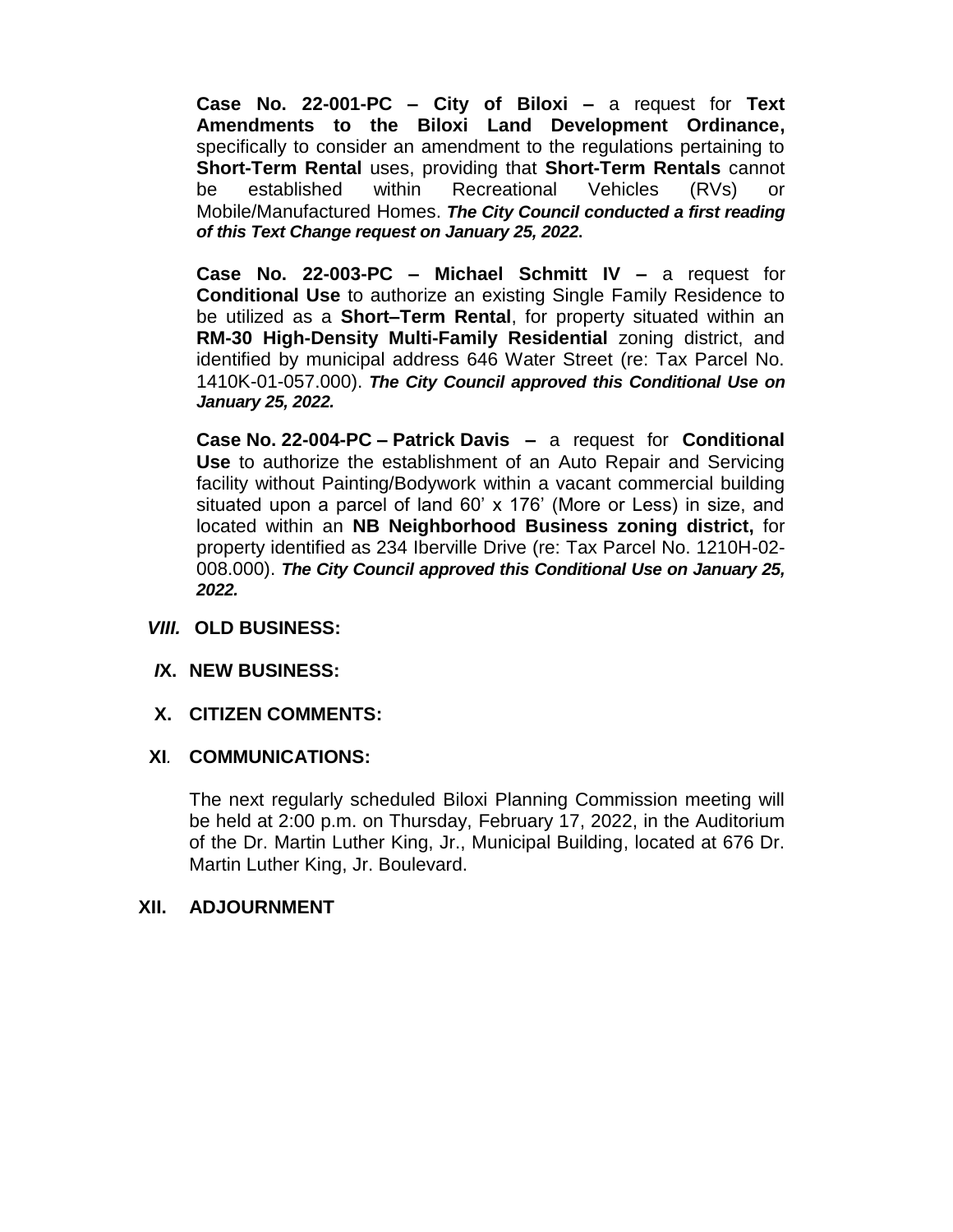**Case No. 22-001-PC – City of Biloxi –** a request for **Text Amendments to the Biloxi Land Development Ordinance,** specifically to consider an amendment to the regulations pertaining to **Short-Term Rental** uses, providing that **Short-Term Rentals** cannot be established within Recreational Vehicles (RVs) or Mobile/Manufactured Homes. ***The City Council conducted a first reading of this Text Change request on January 25, 2022*.**

**Case No. 22-003-PC – Michael Schmitt IV –** a request for **Conditional Use** to authorize an existing Single Family Residence to be utilized as a **Short–Term Rental**, for property situated within an **RM-30 High-Density Multi-Family Residential** zoning district, and identified by municipal address 646 Water Street (re: Tax Parcel No. 1410K-01-057.000). ***The City Council approved this Conditional Use on January 25, 2022.***

**Case No. 22-004-PC – Patrick Davis –** a request for **Conditional Use** to authorize the establishment of an Auto Repair and Servicing facility without Painting/Bodywork within a vacant commercial building situated upon a parcel of land 60' x 176' (More or Less) in size, and located within an **NB Neighborhood Business zoning district,** for property identified as 234 Iberville Drive (re: Tax Parcel No. 1210H-02-008.000). ***The City Council approved this Conditional Use on January 25, 2022.***

***VIII.*** **OLD BUSINESS:**

***I*X. NEW BUSINESS:**

**X. CITIZEN COMMENTS:**

**XI. COMMUNICATIONS:**

The next regularly scheduled Biloxi Planning Commission meeting will be held at 2:00 p.m. on Thursday, February 17, 2022, in the Auditorium of the Dr. Martin Luther King, Jr., Municipal Building, located at 676 Dr. Martin Luther King, Jr. Boulevard.

**XII. ADJOURNMENT**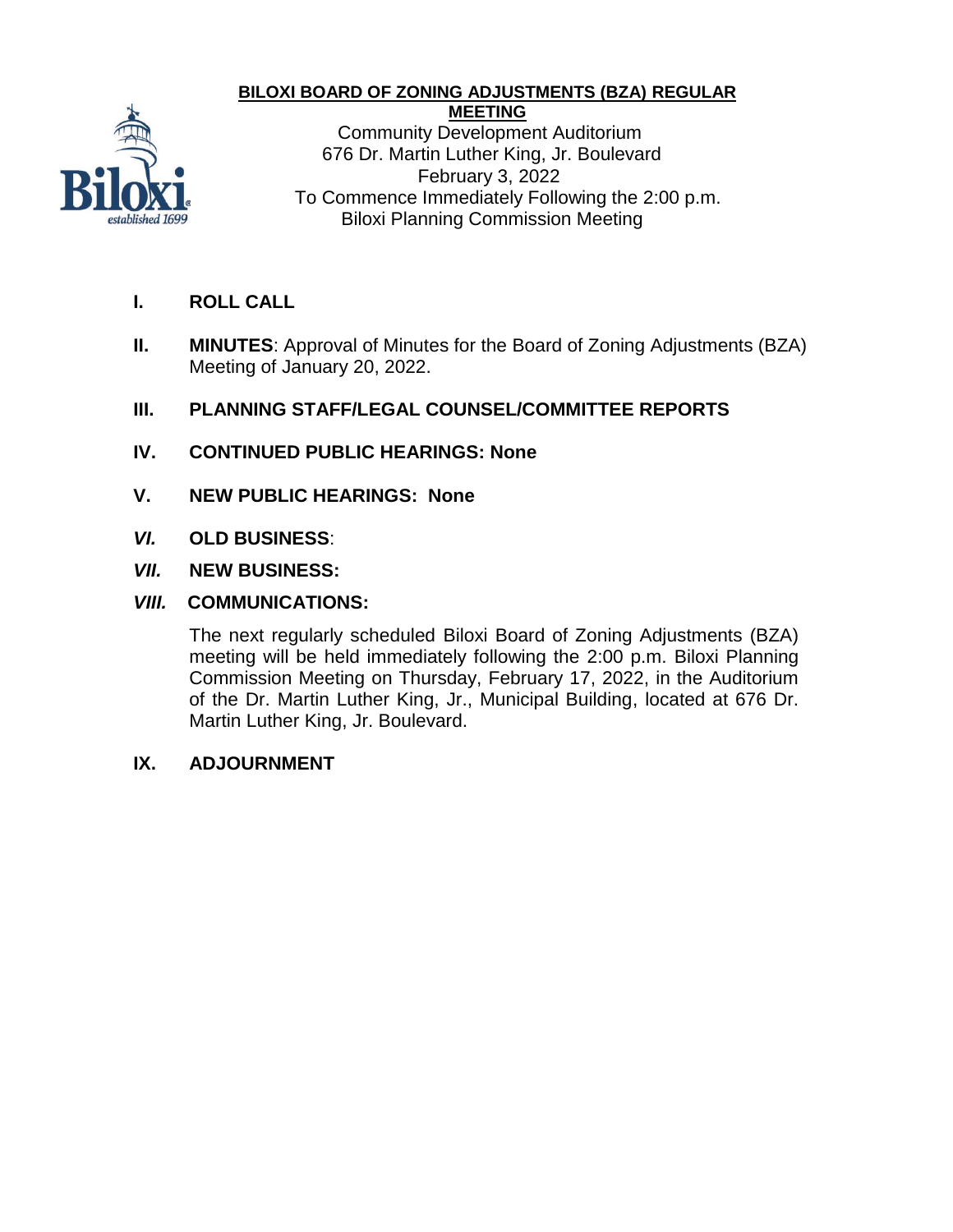**BILOXI BOARD OF ZONING ADJUSTMENTS (BZA) REGULAR MEETING**

Community Development Auditorium
676 Dr. Martin Luther King, Jr. Boulevard
February 3, 2022
To Commence Immediately Following the 2:00 p.m.
Biloxi Planning Commission Meeting

**I. ROLL CALL**

**II. MINUTES**: Approval of Minutes for the Board of Zoning Adjustments (BZA) Meeting of January 20, 2022.

**III. PLANNING STAFF/LEGAL COUNSEL/COMMITTEE REPORTS**

**IV. CONTINUED PUBLIC HEARINGS: None**

**V. NEW PUBLIC HEARINGS: None**

***VI.* OLD BUSINESS**:

***VII.* NEW BUSINESS:**

***VIII.* COMMUNICATIONS:**

The next regularly scheduled Biloxi Board of Zoning Adjustments (BZA) meeting will be held immediately following the 2:00 p.m. Biloxi Planning Commission Meeting on Thursday, February 17, 2022, in the Auditorium of the Dr. Martin Luther King, Jr., Municipal Building, located at 676 Dr. Martin Luther King, Jr. Boulevard.

**IX. ADJOURNMENT**